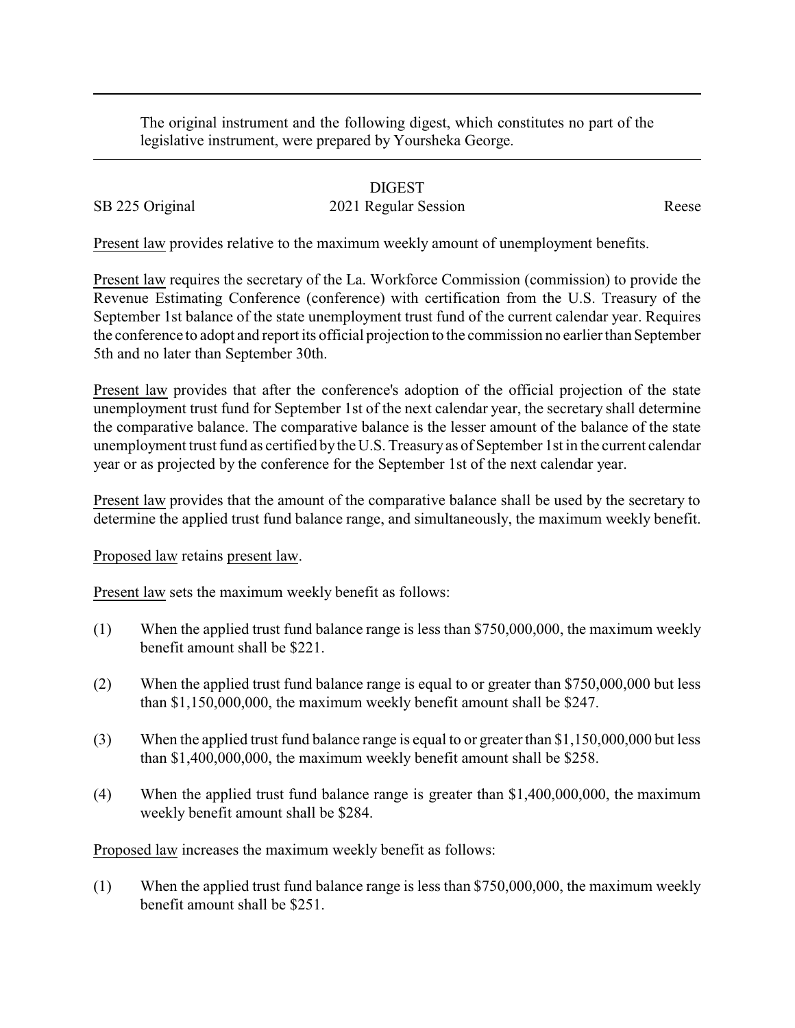The original instrument and the following digest, which constitutes no part of the legislative instrument, were prepared by Yoursheka George.

## DIGEST

SB 225 Original — 2021 Regular Session — Reese

Present law provides relative to the maximum weekly amount of unemployment benefits.

Present law requires the secretary of the La. Workforce Commission (commission) to provide the Revenue Estimating Conference (conference) with certification from the U.S. Treasury of the September 1st balance of the state unemployment trust fund of the current calendar year. Requires the conference to adopt and report its official projection to the commission no earlier than September 5th and no later than September 30th.

Present law provides that after the conference's adoption of the official projection of the state unemployment trust fund for September 1st of the next calendar year, the secretary shall determine the comparative balance. The comparative balance is the lesser amount of the balance of the state unemployment trust fund as certified by the U.S. Treasury as of September 1st in the current calendar year or as projected by the conference for the September 1st of the next calendar year.

Present law provides that the amount of the comparative balance shall be used by the secretary to determine the applied trust fund balance range, and simultaneously, the maximum weekly benefit.

Proposed law retains present law.

Present law sets the maximum weekly benefit as follows:

(1) When the applied trust fund balance range is less than $750,000,000, the maximum weekly benefit amount shall be $221.

(2) When the applied trust fund balance range is equal to or greater than $750,000,000 but less than $1,150,000,000, the maximum weekly benefit amount shall be $247.

(3) When the applied trust fund balance range is equal to or greater than $1,150,000,000 but less than $1,400,000,000, the maximum weekly benefit amount shall be $258.

(4) When the applied trust fund balance range is greater than $1,400,000,000, the maximum weekly benefit amount shall be $284.

Proposed law increases the maximum weekly benefit as follows:

(1) When the applied trust fund balance range is less than $750,000,000, the maximum weekly benefit amount shall be $251.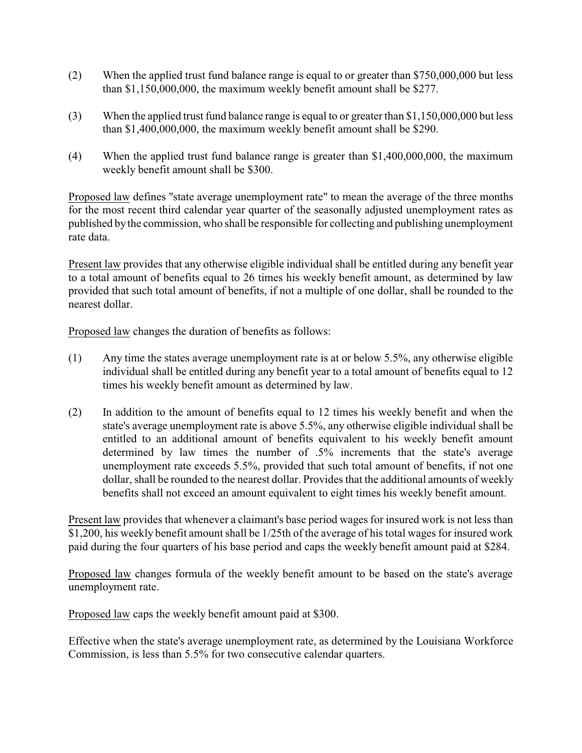(2) When the applied trust fund balance range is equal to or greater than $750,000,000 but less than $1,150,000,000, the maximum weekly benefit amount shall be $277.

(3) When the applied trust fund balance range is equal to or greater than $1,150,000,000 but less than $1,400,000,000, the maximum weekly benefit amount shall be $290.

(4) When the applied trust fund balance range is greater than $1,400,000,000, the maximum weekly benefit amount shall be $300.

<u>Proposed law</u> defines "state average unemployment rate" to mean the average of the three months for the most recent third calendar year quarter of the seasonally adjusted unemployment rates as published by the commission, who shall be responsible for collecting and publishing unemployment rate data.

<u>Present law</u> provides that any otherwise eligible individual shall be entitled during any benefit year to a total amount of benefits equal to 26 times his weekly benefit amount, as determined by law provided that such total amount of benefits, if not a multiple of one dollar, shall be rounded to the nearest dollar.

<u>Proposed law</u> changes the duration of benefits as follows:

(1) Any time the states average unemployment rate is at or below 5.5%, any otherwise eligible individual shall be entitled during any benefit year to a total amount of benefits equal to 12 times his weekly benefit amount as determined by law.

(2) In addition to the amount of benefits equal to 12 times his weekly benefit and when the state's average unemployment rate is above 5.5%, any otherwise eligible individual shall be entitled to an additional amount of benefits equivalent to his weekly benefit amount determined by law times the number of .5% increments that the state's average unemployment rate exceeds 5.5%, provided that such total amount of benefits, if not one dollar, shall be rounded to the nearest dollar. Provides that the additional amounts of weekly benefits shall not exceed an amount equivalent to eight times his weekly benefit amount.

<u>Present law</u> provides that whenever a claimant's base period wages for insured work is not less than $1,200, his weekly benefit amount shall be 1/25th of the average of his total wages for insured work paid during the four quarters of his base period and caps the weekly benefit amount paid at $284.

<u>Proposed law</u> changes formula of the weekly benefit amount to be based on the state's average unemployment rate.

<u>Proposed law</u> caps the weekly benefit amount paid at $300.

Effective when the state's average unemployment rate, as determined by the Louisiana Workforce Commission, is less than 5.5% for two consecutive calendar quarters.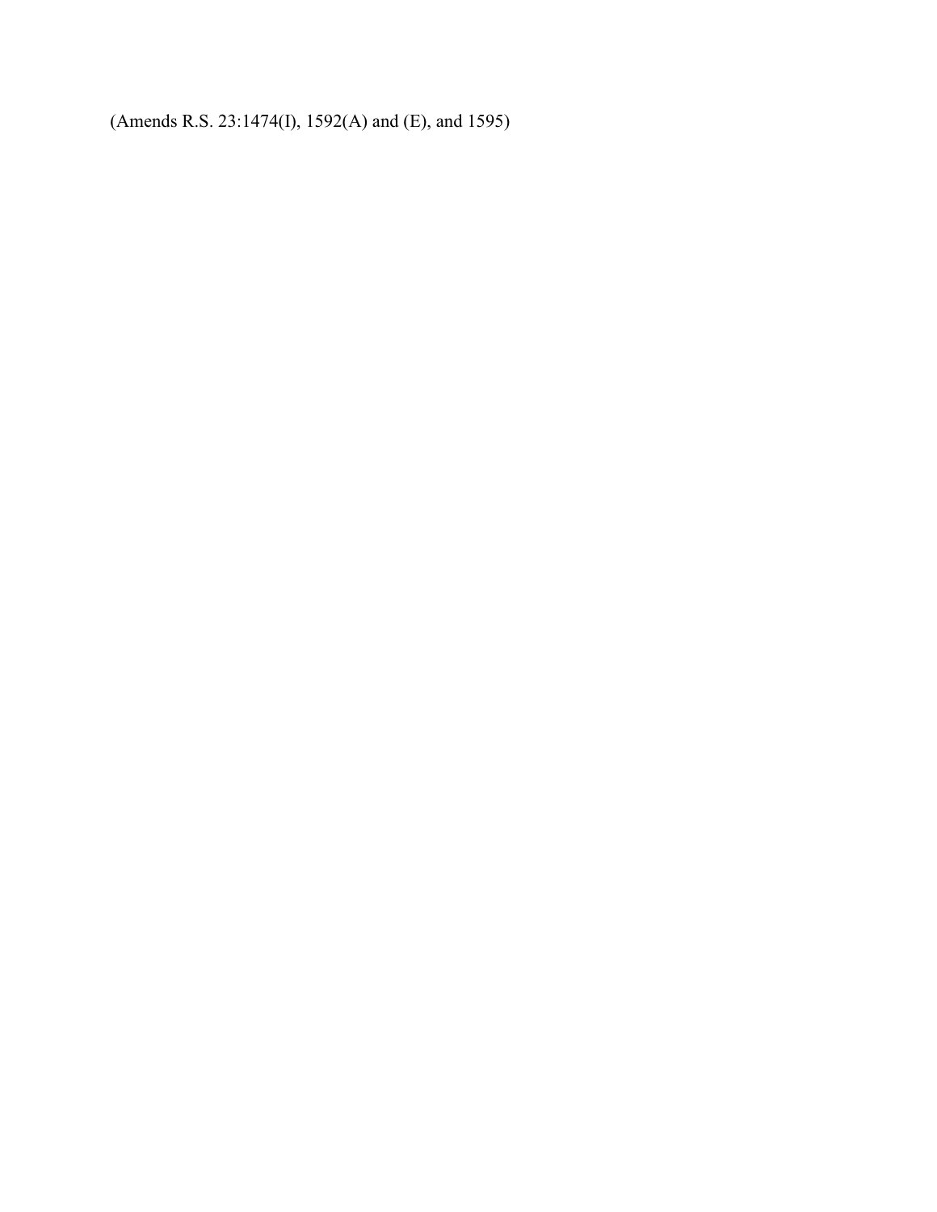(Amends R.S. 23:1474(I), 1592(A) and (E), and 1595)